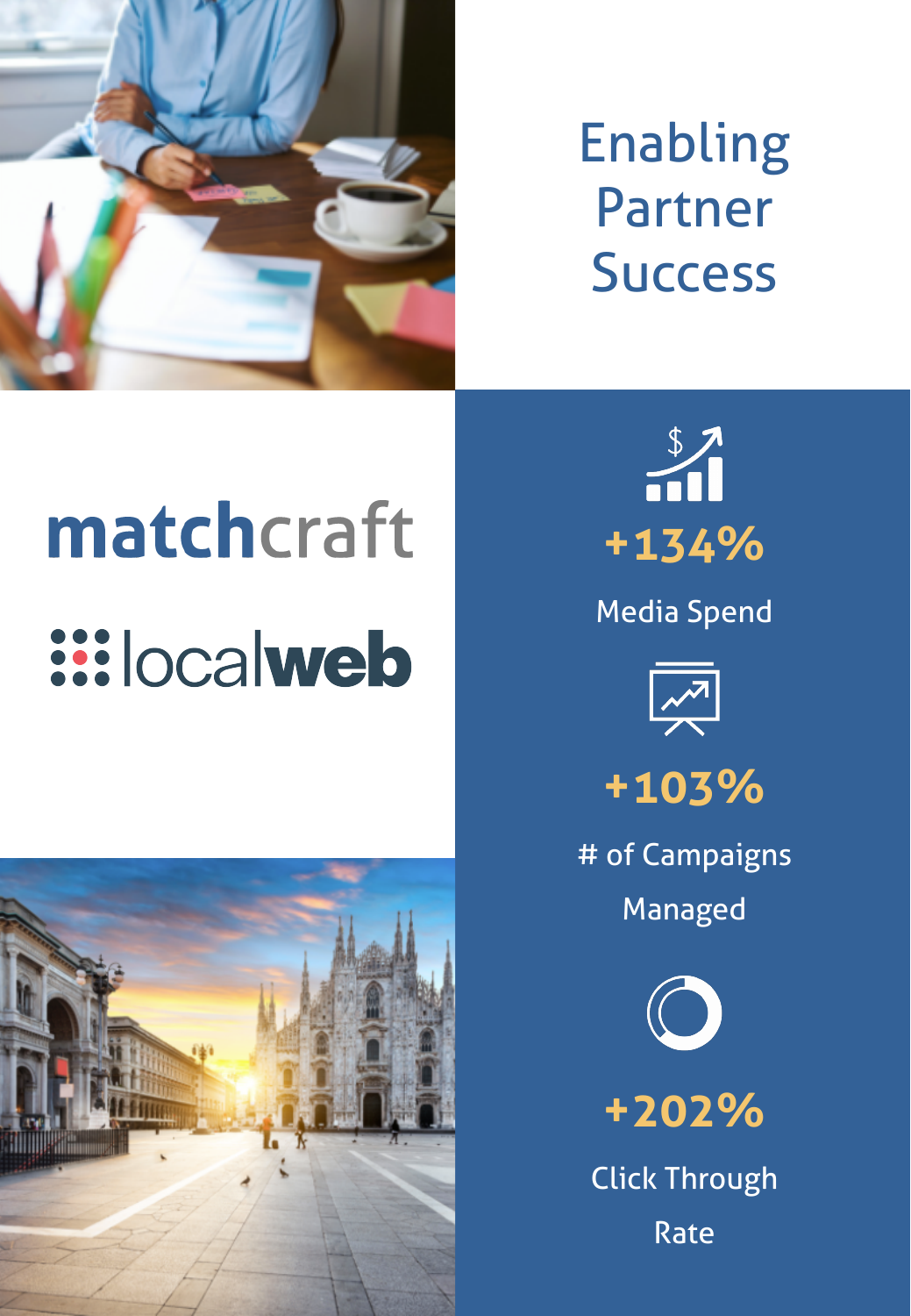# Enabling Partner Success

matchcraft

localweb

**+134%**

Media Spend

**+103%**

# of Campaigns Managed

**+202%**

Click Through Rate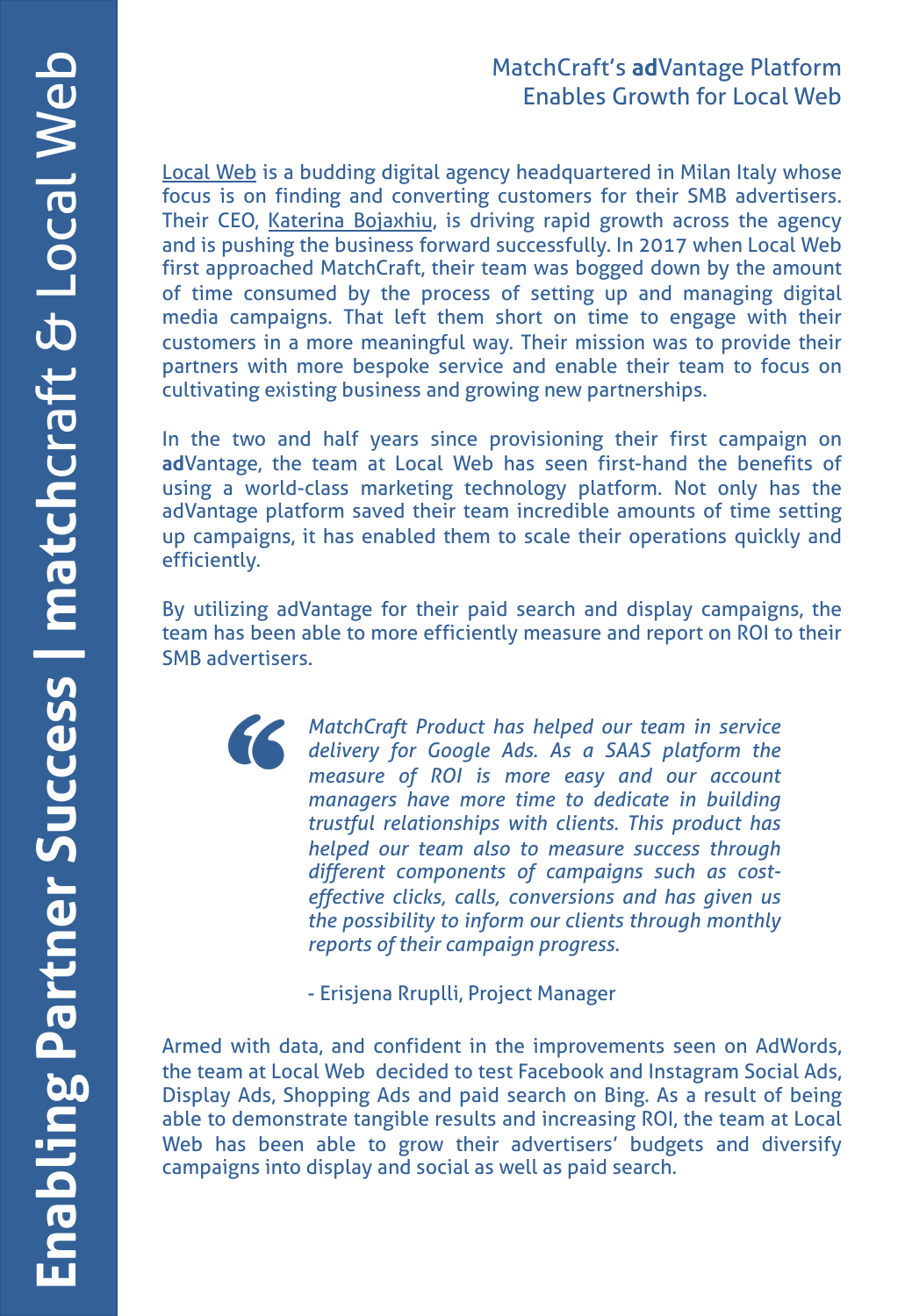## MatchCraft's **ad**Vantage Platform Enables Growth for Local Web

Local Web is a budding digital agency headquartered in Milan Italy whose focus is on finding and converting customers for their SMB advertisers. Their CEO, Katerina Bojaxhiu, is driving rapid growth across the agency and is pushing the business forward successfully. In 2017 when Local Web first approached MatchCraft, their team was bogged down by the amount of time consumed by the process of setting up and managing digital media campaigns. That left them short on time to engage with their customers in a more meaningful way. Their mission was to provide their partners with more bespoke service and enable their team to focus on cultivating existing business and growing new partnerships.

In the two and half years since provisioning their first campaign on **ad**Vantage, the team at Local Web has seen first-hand the benefits of using a world-class marketing technology platform. Not only has the adVantage platform saved their team incredible amounts of time setting up campaigns, it has enabled them to scale their operations quickly and efficiently.

By utilizing adVantage for their paid search and display campaigns, the team has been able to more efficiently measure and report on ROI to their SMB advertisers.

> *MatchCraft Product has helped our team in service delivery for Google Ads. As a SAAS platform the measure of ROI is more easy and our account managers have more time to dedicate in building trustful relationships with clients. This product has helped our team also to measure success through different components of campaigns such as cost-effective clicks, calls, conversions and has given us the possibility to inform our clients through monthly reports of their campaign progress.*
>
> - Erisjena Rruplli, Project Manager

Armed with data, and confident in the improvements seen on AdWords, the team at Local Web decided to test Facebook and Instagram Social Ads, Display Ads, Shopping Ads and paid search on Bing. As a result of being able to demonstrate tangible results and increasing ROI, the team at Local Web has been able to grow their advertisers' budgets and diversify campaigns into display and social as well as paid search.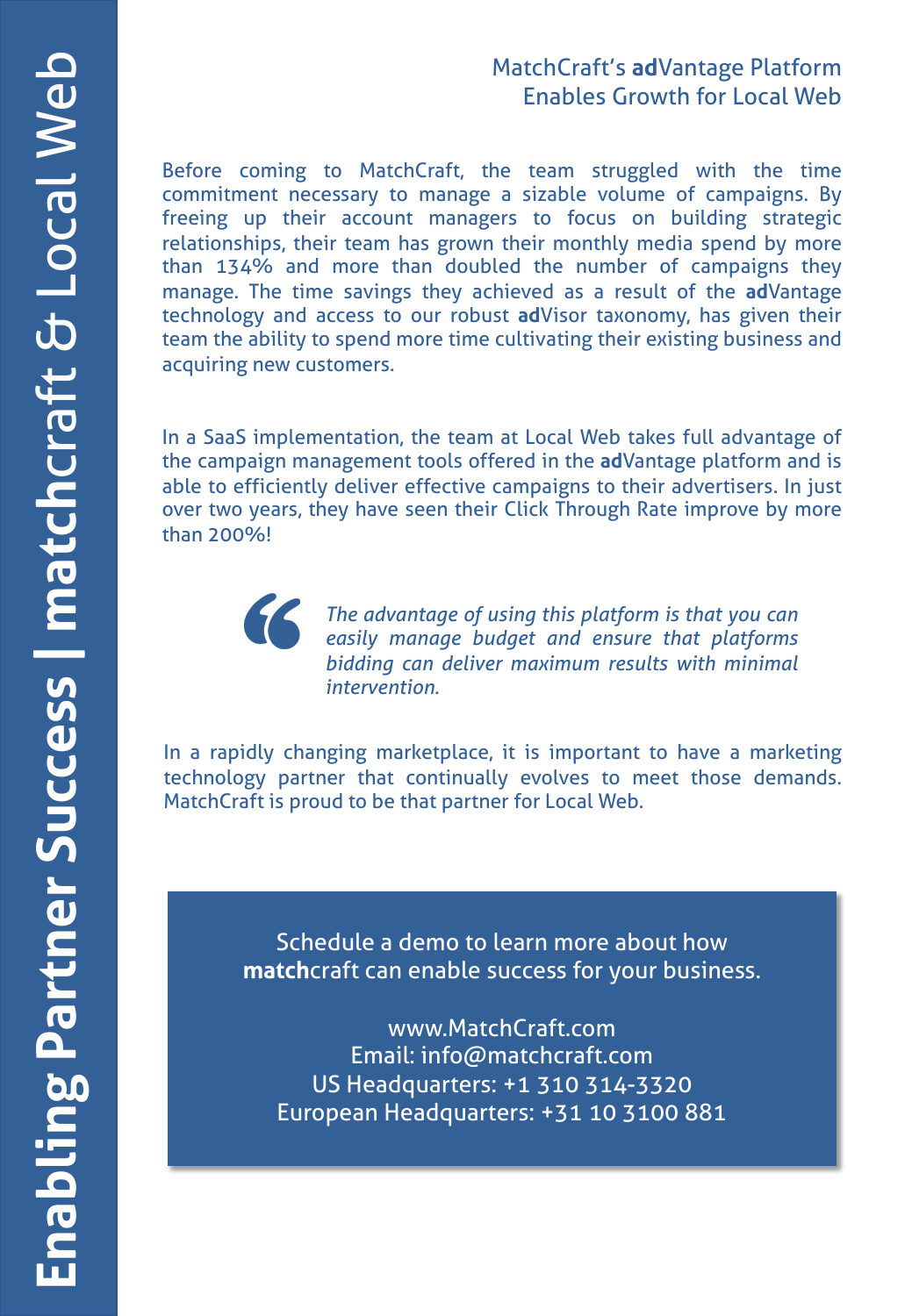# Enabling Partner Success | matchcraft & Local Web

## MatchCraft's **ad**Vantage Platform Enables Growth for Local Web

Before coming to MatchCraft, the team struggled with the time commitment necessary to manage a sizable volume of campaigns. By freeing up their account managers to focus on building strategic relationships, their team has grown their monthly media spend by more than 134% and more than doubled the number of campaigns they manage. The time savings they achieved as a result of the **ad**Vantage technology and access to our robust **ad**Visor taxonomy, has given their team the ability to spend more time cultivating their existing business and acquiring new customers.

In a SaaS implementation, the team at Local Web takes full advantage of the campaign management tools offered in the **ad**Vantage platform and is able to efficiently deliver effective campaigns to their advertisers. In just over two years, they have seen their Click Through Rate improve by more than 200%!

> *The advantage of using this platform is that you can easily manage budget and ensure that platforms bidding can deliver maximum results with minimal intervention.*

In a rapidly changing marketplace, it is important to have a marketing technology partner that continually evolves to meet those demands. MatchCraft is proud to be that partner for Local Web.

Schedule a demo to learn more about how **match**craft can enable success for your business.

www.MatchCraft.com
Email: info@matchcraft.com
US Headquarters: +1 310 314-3320
European Headquarters: +31 10 3100 881